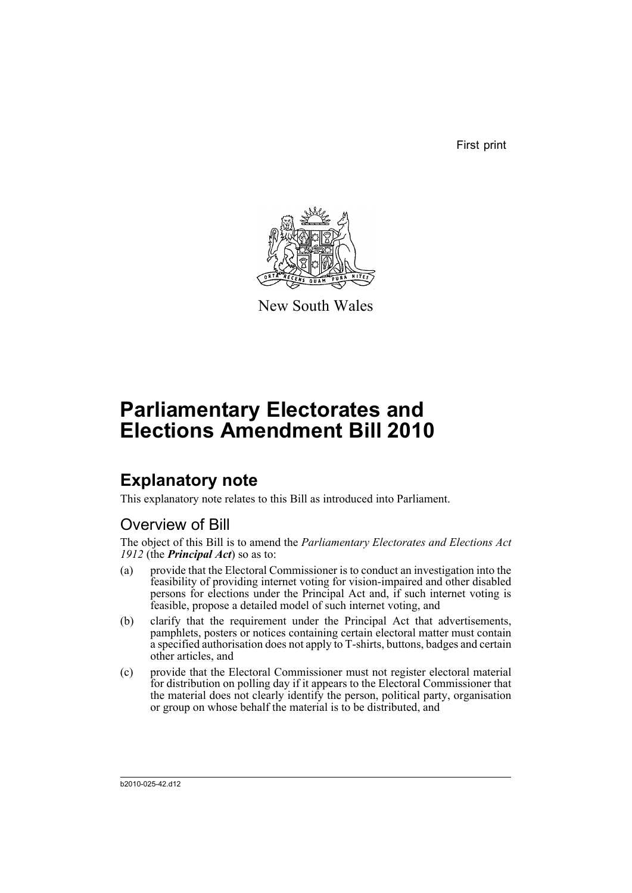First print

New South Wales

# Parliamentary Electorates and Elections Amendment Bill 2010

## Explanatory note

This explanatory note relates to this Bill as introduced into Parliament.

### Overview of Bill

The object of this Bill is to amend the *Parliamentary Electorates and Elections Act 1912* (the ***Principal Act***) so as to:

(a) provide that the Electoral Commissioner is to conduct an investigation into the feasibility of providing internet voting for vision-impaired and other disabled persons for elections under the Principal Act and, if such internet voting is feasible, propose a detailed model of such internet voting, and

(b) clarify that the requirement under the Principal Act that advertisements, pamphlets, posters or notices containing certain electoral matter must contain a specified authorisation does not apply to T-shirts, buttons, badges and certain other articles, and

(c) provide that the Electoral Commissioner must not register electoral material for distribution on polling day if it appears to the Electoral Commissioner that the material does not clearly identify the person, political party, organisation or group on whose behalf the material is to be distributed, and

b2010-025-42.d12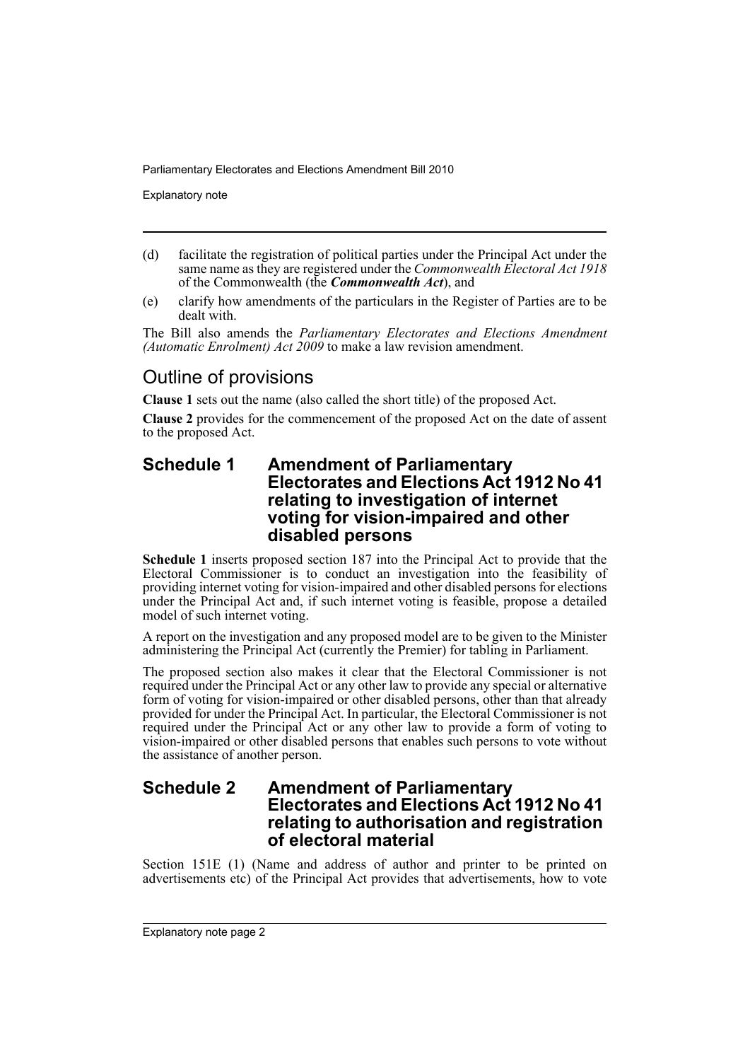(d) facilitate the registration of political parties under the Principal Act under the same name as they are registered under the *Commonwealth Electoral Act 1918* of the Commonwealth (the ***Commonwealth Act***), and

(e) clarify how amendments of the particulars in the Register of Parties are to be dealt with.

The Bill also amends the *Parliamentary Electorates and Elections Amendment (Automatic Enrolment) Act 2009* to make a law revision amendment.

## Outline of provisions

**Clause 1** sets out the name (also called the short title) of the proposed Act.

**Clause 2** provides for the commencement of the proposed Act on the date of assent to the proposed Act.

### Schedule 1 Amendment of Parliamentary Electorates and Elections Act 1912 No 41 relating to investigation of internet voting for vision-impaired and other disabled persons

**Schedule 1** inserts proposed section 187 into the Principal Act to provide that the Electoral Commissioner is to conduct an investigation into the feasibility of providing internet voting for vision-impaired and other disabled persons for elections under the Principal Act and, if such internet voting is feasible, propose a detailed model of such internet voting.

A report on the investigation and any proposed model are to be given to the Minister administering the Principal Act (currently the Premier) for tabling in Parliament.

The proposed section also makes it clear that the Electoral Commissioner is not required under the Principal Act or any other law to provide any special or alternative form of voting for vision-impaired or other disabled persons, other than that already provided for under the Principal Act. In particular, the Electoral Commissioner is not required under the Principal Act or any other law to provide a form of voting to vision-impaired or other disabled persons that enables such persons to vote without the assistance of another person.

### Schedule 2 Amendment of Parliamentary Electorates and Elections Act 1912 No 41 relating to authorisation and registration of electoral material

Section 151E (1) (Name and address of author and printer to be printed on advertisements etc) of the Principal Act provides that advertisements, how to vote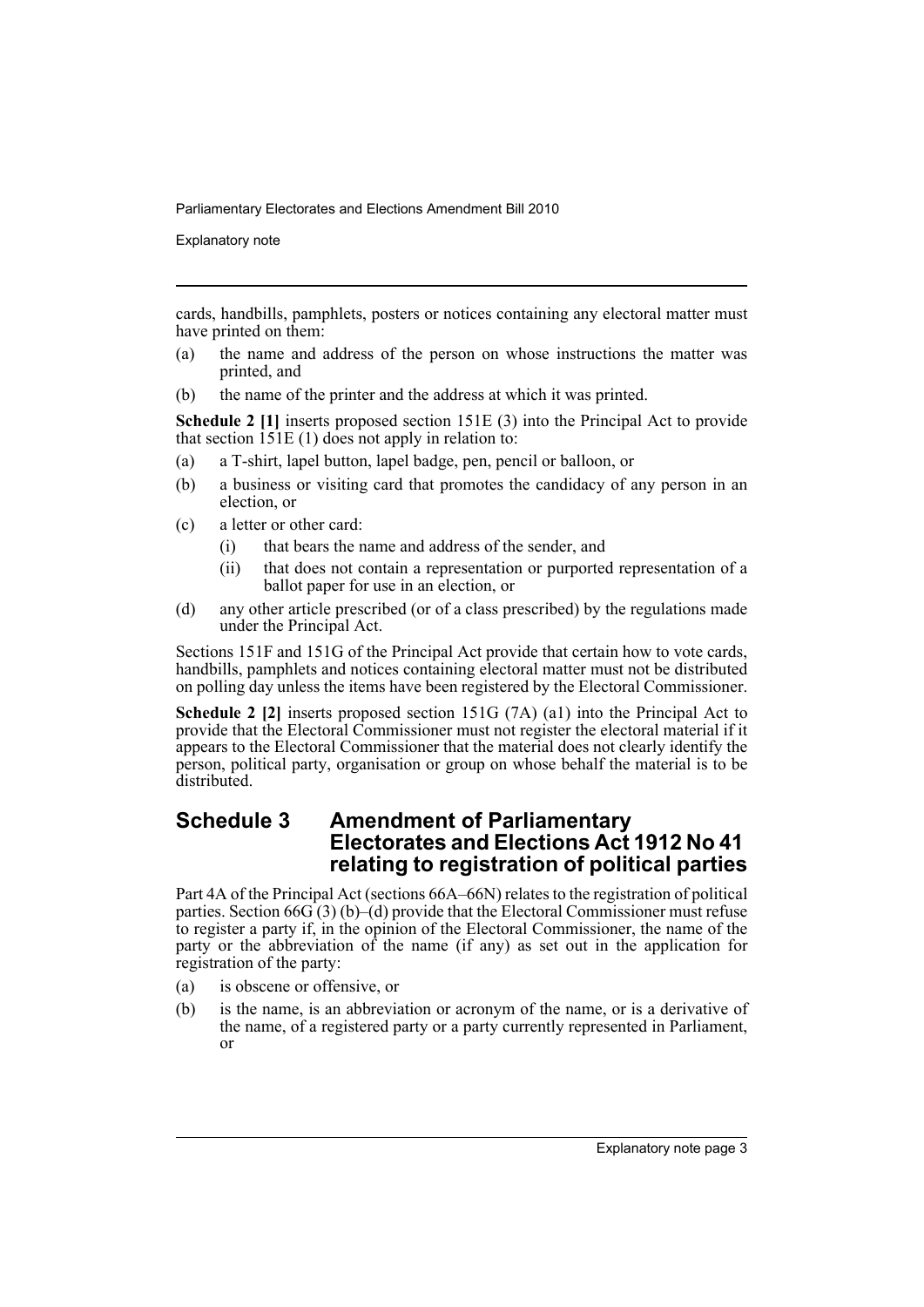cards, handbills, pamphlets, posters or notices containing any electoral matter must have printed on them:

(a) the name and address of the person on whose instructions the matter was printed, and

(b) the name of the printer and the address at which it was printed.

**Schedule 2 [1]** inserts proposed section 151E (3) into the Principal Act to provide that section 151E (1) does not apply in relation to:

(a) a T-shirt, lapel button, lapel badge, pen, pencil or balloon, or

(b) a business or visiting card that promotes the candidacy of any person in an election, or

(c) a letter or other card:

  (i) that bears the name and address of the sender, and

  (ii) that does not contain a representation or purported representation of a ballot paper for use in an election, or

(d) any other article prescribed (or of a class prescribed) by the regulations made under the Principal Act.

Sections 151F and 151G of the Principal Act provide that certain how to vote cards, handbills, pamphlets and notices containing electoral matter must not be distributed on polling day unless the items have been registered by the Electoral Commissioner.

**Schedule 2 [2]** inserts proposed section 151G (7A) (a1) into the Principal Act to provide that the Electoral Commissioner must not register the electoral material if it appears to the Electoral Commissioner that the material does not clearly identify the person, political party, organisation or group on whose behalf the material is to be distributed.

## Schedule 3 Amendment of Parliamentary Electorates and Elections Act 1912 No 41 relating to registration of political parties

Part 4A of the Principal Act (sections 66A–66N) relates to the registration of political parties. Section 66G (3) (b)–(d) provide that the Electoral Commissioner must refuse to register a party if, in the opinion of the Electoral Commissioner, the name of the party or the abbreviation of the name (if any) as set out in the application for registration of the party:

(a) is obscene or offensive, or

(b) is the name, is an abbreviation or acronym of the name, or is a derivative of the name, of a registered party or a party currently represented in Parliament, or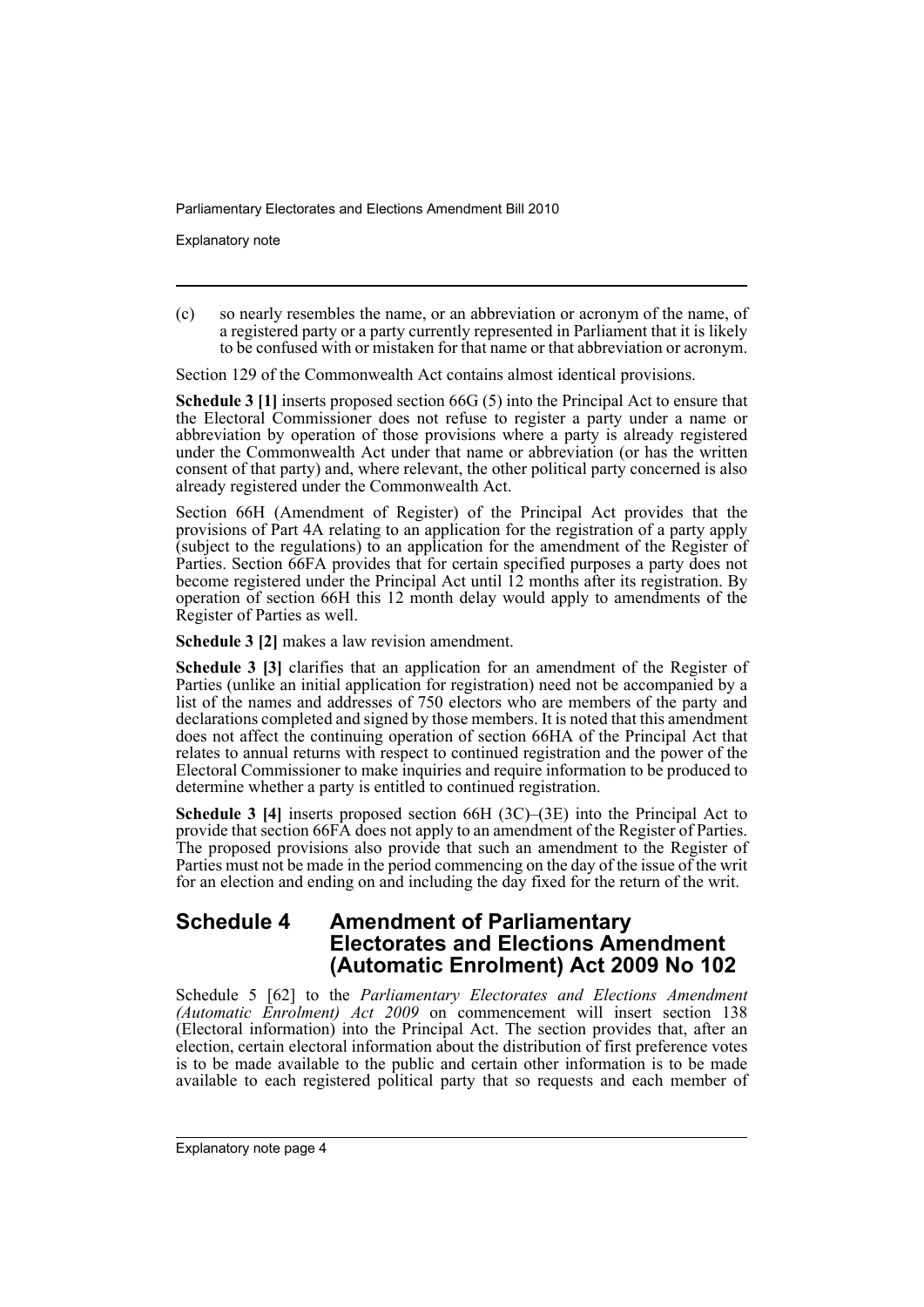(c) so nearly resembles the name, or an abbreviation or acronym of the name, of a registered party or a party currently represented in Parliament that it is likely to be confused with or mistaken for that name or that abbreviation or acronym.

Section 129 of the Commonwealth Act contains almost identical provisions.

**Schedule 3 [1]** inserts proposed section 66G (5) into the Principal Act to ensure that the Electoral Commissioner does not refuse to register a party under a name or abbreviation by operation of those provisions where a party is already registered under the Commonwealth Act under that name or abbreviation (or has the written consent of that party) and, where relevant, the other political party concerned is also already registered under the Commonwealth Act.

Section 66H (Amendment of Register) of the Principal Act provides that the provisions of Part 4A relating to an application for the registration of a party apply (subject to the regulations) to an application for the amendment of the Register of Parties. Section 66FA provides that for certain specified purposes a party does not become registered under the Principal Act until 12 months after its registration. By operation of section 66H this 12 month delay would apply to amendments of the Register of Parties as well.

**Schedule 3 [2]** makes a law revision amendment.

**Schedule 3 [3]** clarifies that an application for an amendment of the Register of Parties (unlike an initial application for registration) need not be accompanied by a list of the names and addresses of 750 electors who are members of the party and declarations completed and signed by those members. It is noted that this amendment does not affect the continuing operation of section 66HA of the Principal Act that relates to annual returns with respect to continued registration and the power of the Electoral Commissioner to make inquiries and require information to be produced to determine whether a party is entitled to continued registration.

**Schedule 3 [4]** inserts proposed section 66H (3C)–(3E) into the Principal Act to provide that section 66FA does not apply to an amendment of the Register of Parties. The proposed provisions also provide that such an amendment to the Register of Parties must not be made in the period commencing on the day of the issue of the writ for an election and ending on and including the day fixed for the return of the writ.

## Schedule 4 Amendment of Parliamentary Electorates and Elections Amendment (Automatic Enrolment) Act 2009 No 102

Schedule 5 [62] to the *Parliamentary Electorates and Elections Amendment (Automatic Enrolment) Act 2009* on commencement will insert section 138 (Electoral information) into the Principal Act. The section provides that, after an election, certain electoral information about the distribution of first preference votes is to be made available to the public and certain other information is to be made available to each registered political party that so requests and each member of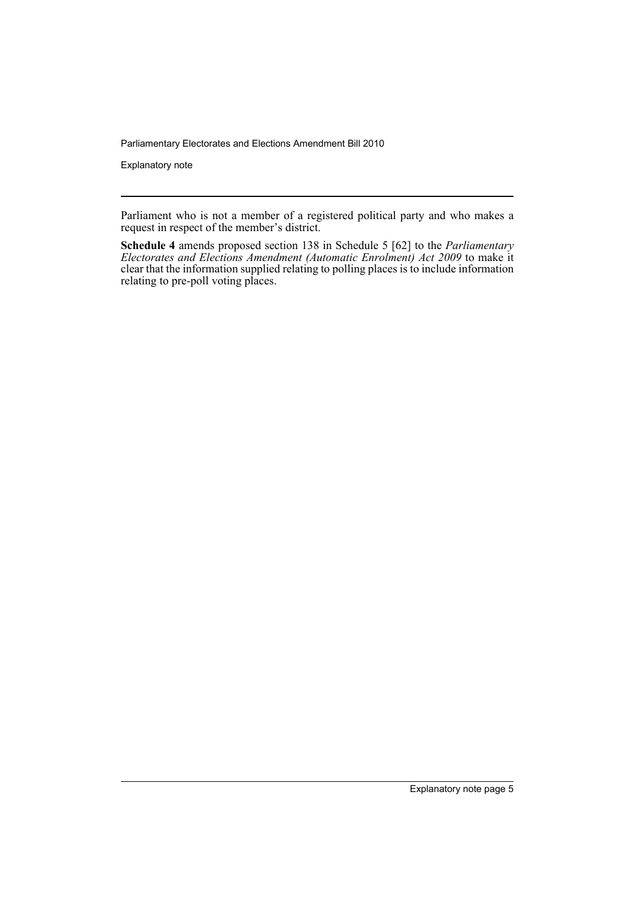Parliament who is not a member of a registered political party and who makes a request in respect of the member's district.

**Schedule 4** amends proposed section 138 in Schedule 5 [62] to the *Parliamentary Electorates and Elections Amendment (Automatic Enrolment) Act 2009* to make it clear that the information supplied relating to polling places is to include information relating to pre-poll voting places.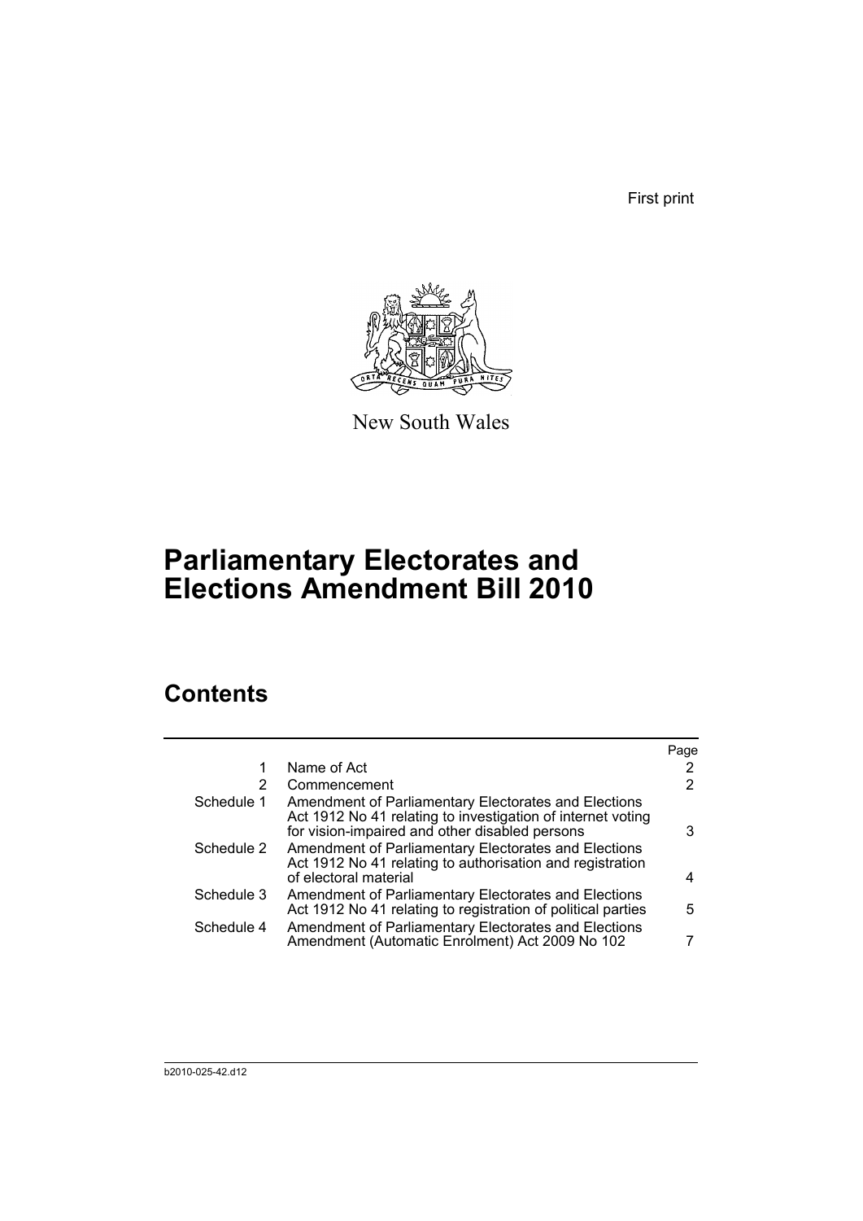First print

New South Wales

# Parliamentary Electorates and Elections Amendment Bill 2010

## Contents

| | | Page |
|---|---|---|
| 1 | Name of Act | 2 |
| 2 | Commencement | 2 |
| Schedule 1 | Amendment of Parliamentary Electorates and Elections Act 1912 No 41 relating to investigation of internet voting for vision-impaired and other disabled persons | 3 |
| Schedule 2 | Amendment of Parliamentary Electorates and Elections Act 1912 No 41 relating to authorisation and registration of electoral material | 4 |
| Schedule 3 | Amendment of Parliamentary Electorates and Elections Act 1912 No 41 relating to registration of political parties | 5 |
| Schedule 4 | Amendment of Parliamentary Electorates and Elections Amendment (Automatic Enrolment) Act 2009 No 102 | 7 |

b2010-025-42.d12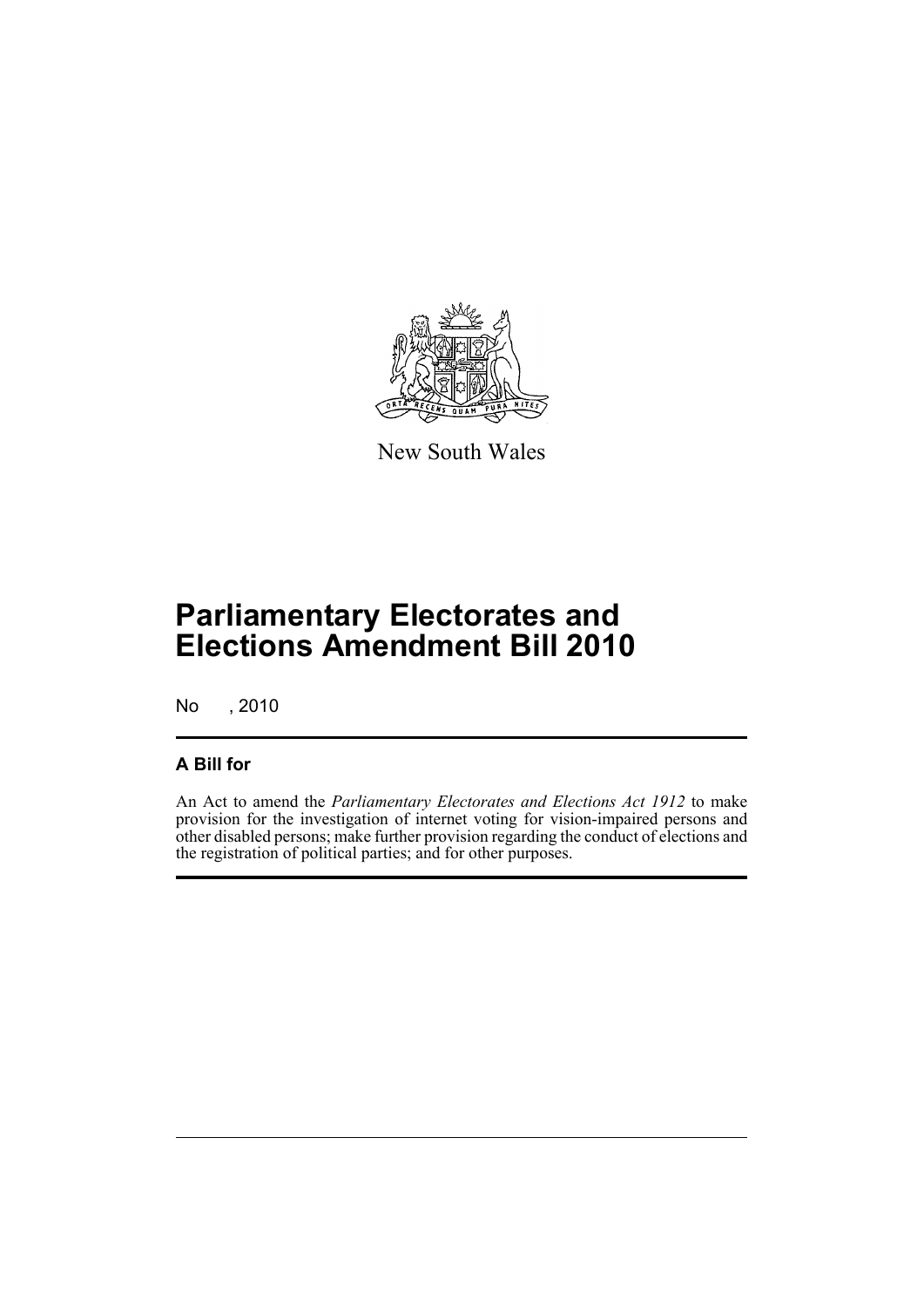New South Wales

# Parliamentary Electorates and Elections Amendment Bill 2010

No , 2010

## A Bill for

An Act to amend the *Parliamentary Electorates and Elections Act 1912* to make provision for the investigation of internet voting for vision-impaired persons and other disabled persons; make further provision regarding the conduct of elections and the registration of political parties; and for other purposes.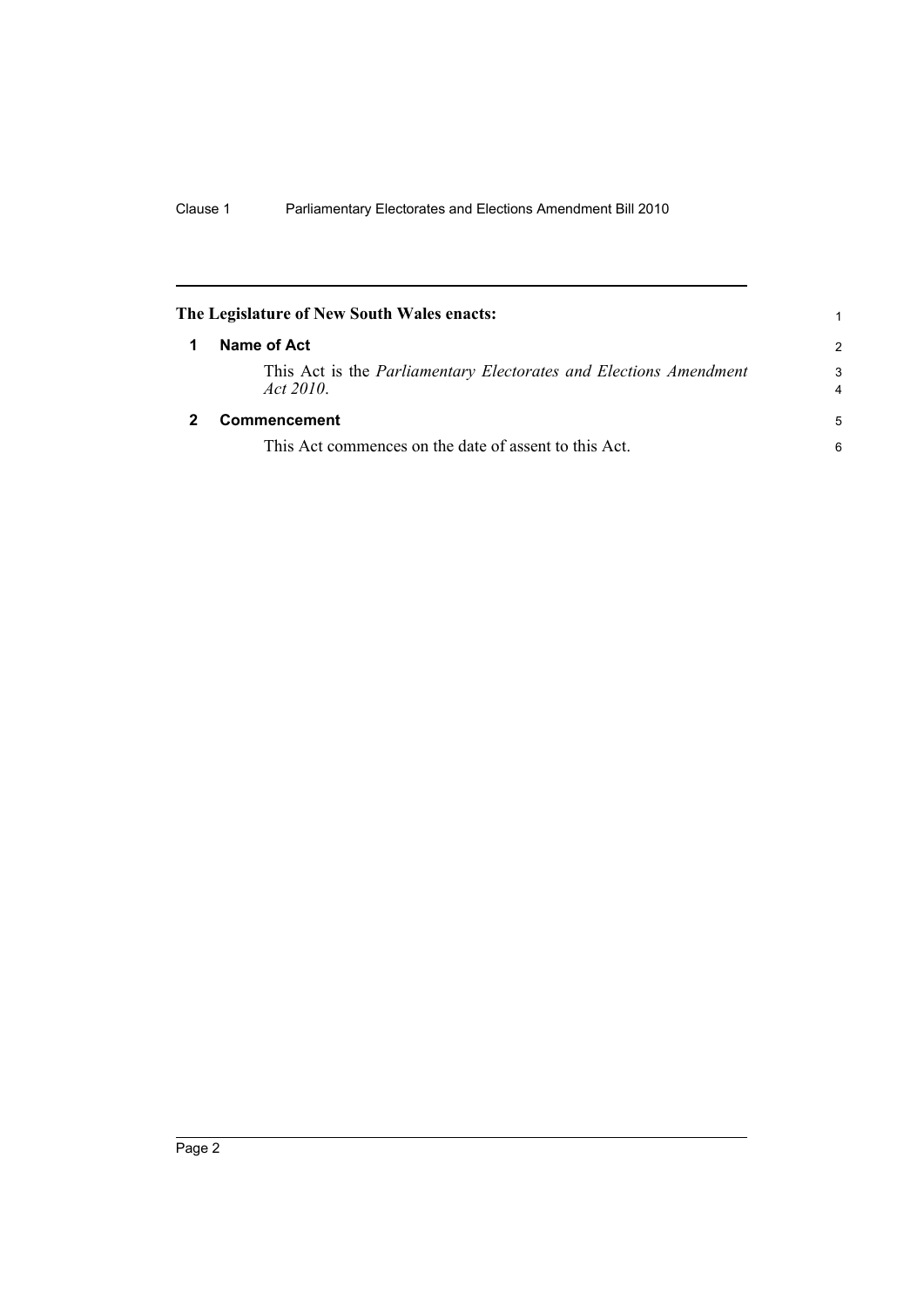**The Legislature of New South Wales enacts:**

## 1 Name of Act

This Act is the *Parliamentary Electorates and Elections Amendment Act 2010*.

## 2 Commencement

This Act commences on the date of assent to this Act.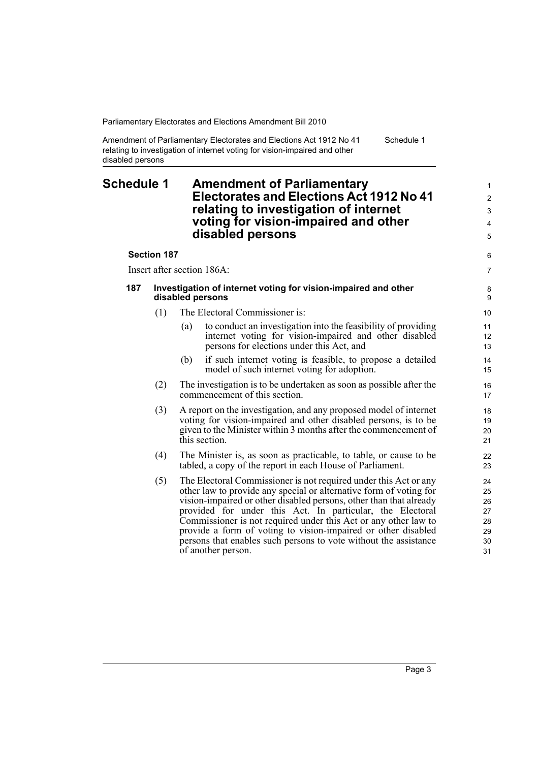# Schedule 1 Amendment of Parliamentary Electorates and Elections Act 1912 No 41 relating to investigation of internet voting for vision-impaired and other disabled persons

**Section 187**

Insert after section 186A:

**187 Investigation of internet voting for vision-impaired and other disabled persons**

(1) The Electoral Commissioner is:

(a) to conduct an investigation into the feasibility of providing internet voting for vision-impaired and other disabled persons for elections under this Act, and

(b) if such internet voting is feasible, to propose a detailed model of such internet voting for adoption.

(2) The investigation is to be undertaken as soon as possible after the commencement of this section.

(3) A report on the investigation, and any proposed model of internet voting for vision-impaired and other disabled persons, is to be given to the Minister within 3 months after the commencement of this section.

(4) The Minister is, as soon as practicable, to table, or cause to be tabled, a copy of the report in each House of Parliament.

(5) The Electoral Commissioner is not required under this Act or any other law to provide any special or alternative form of voting for vision-impaired or other disabled persons, other than that already provided for under this Act. In particular, the Electoral Commissioner is not required under this Act or any other law to provide a form of voting to vision-impaired or other disabled persons that enables such persons to vote without the assistance of another person.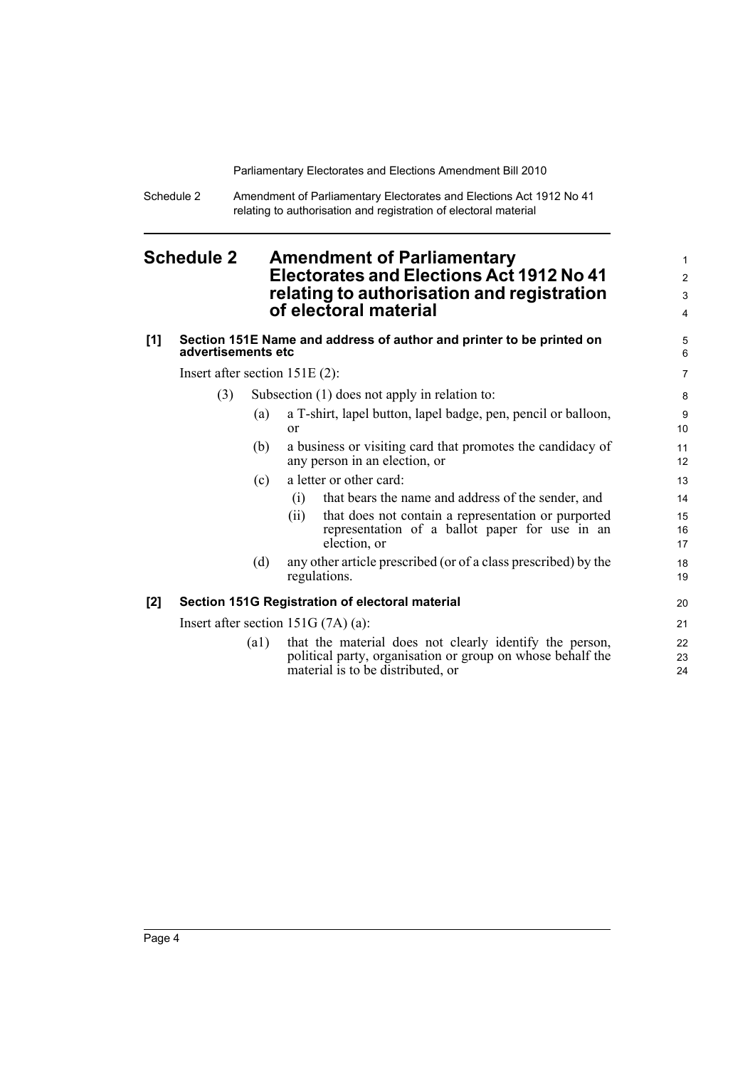# Schedule 2 Amendment of Parliamentary Electorates and Elections Act 1912 No 41 relating to authorisation and registration of electoral material

**[1] Section 151E Name and address of author and printer to be printed on advertisements etc**

Insert after section 151E (2):

(3) Subsection (1) does not apply in relation to:

(a) a T-shirt, lapel button, lapel badge, pen, pencil or balloon, or

(b) a business or visiting card that promotes the candidacy of any person in an election, or

(c) a letter or other card:

(i) that bears the name and address of the sender, and

(ii) that does not contain a representation or purported representation of a ballot paper for use in an election, or

(d) any other article prescribed (or of a class prescribed) by the regulations.

**[2] Section 151G Registration of electoral material**

Insert after section 151G (7A) (a):

(a1) that the material does not clearly identify the person, political party, organisation or group on whose behalf the material is to be distributed, or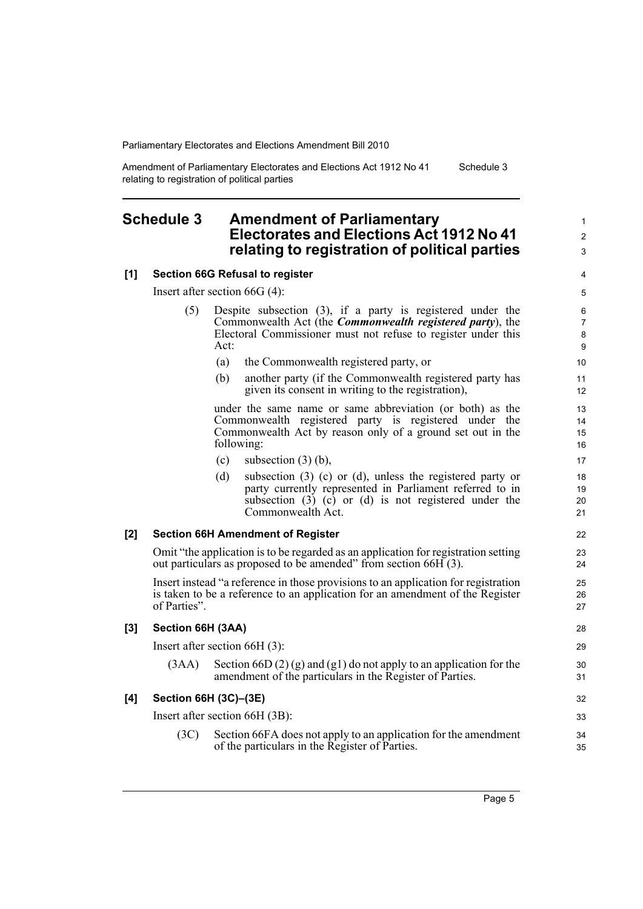# Schedule 3 Amendment of Parliamentary Electorates and Elections Act 1912 No 41 relating to registration of political parties

## [1] Section 66G Refusal to register

Insert after section 66G (4):

(5) Despite subsection (3), if a party is registered under the Commonwealth Act (the ***Commonwealth registered party***), the Electoral Commissioner must not refuse to register under this Act:

(a) the Commonwealth registered party, or

(b) another party (if the Commonwealth registered party has given its consent in writing to the registration),

under the same name or same abbreviation (or both) as the Commonwealth registered party is registered under the Commonwealth Act by reason only of a ground set out in the following:

(c) subsection (3) (b),

(d) subsection (3) (c) or (d), unless the registered party or party currently represented in Parliament referred to in subsection (3) (c) or (d) is not registered under the Commonwealth Act.

## [2] Section 66H Amendment of Register

Omit "the application is to be regarded as an application for registration setting out particulars as proposed to be amended" from section 66H (3).

Insert instead "a reference in those provisions to an application for registration is taken to be a reference to an application for an amendment of the Register of Parties".

## [3] Section 66H (3AA)

Insert after section 66H (3):

(3AA) Section 66D (2) (g) and (g1) do not apply to an application for the amendment of the particulars in the Register of Parties.

## [4] Section 66H (3C)–(3E)

Insert after section 66H (3B):

(3C) Section 66FA does not apply to an application for the amendment of the particulars in the Register of Parties.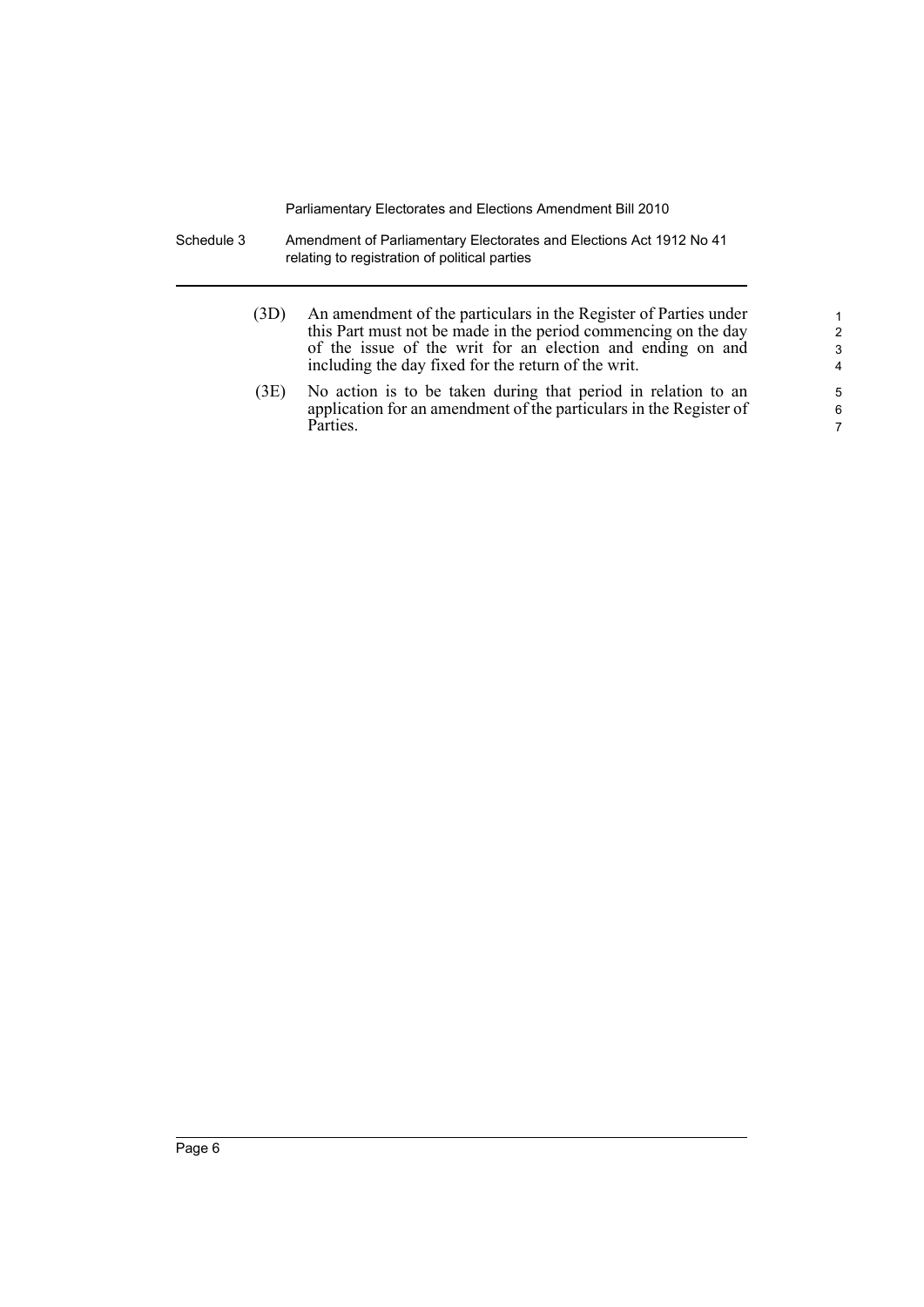(3D) An amendment of the particulars in the Register of Parties under this Part must not be made in the period commencing on the day of the issue of the writ for an election and ending on and including the day fixed for the return of the writ.

(3E) No action is to be taken during that period in relation to an application for an amendment of the particulars in the Register of Parties.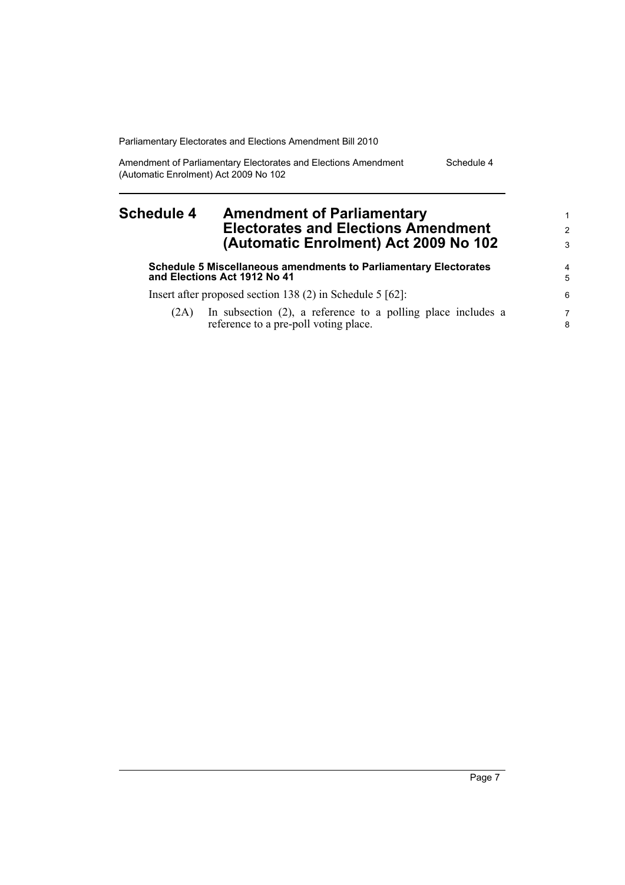# Schedule 4 Amendment of Parliamentary Electorates and Elections Amendment (Automatic Enrolment) Act 2009 No 102

### Schedule 5 Miscellaneous amendments to Parliamentary Electorates and Elections Act 1912 No 41

Insert after proposed section 138 (2) in Schedule 5 [62]:

(2A) In subsection (2), a reference to a polling place includes a reference to a pre-poll voting place.